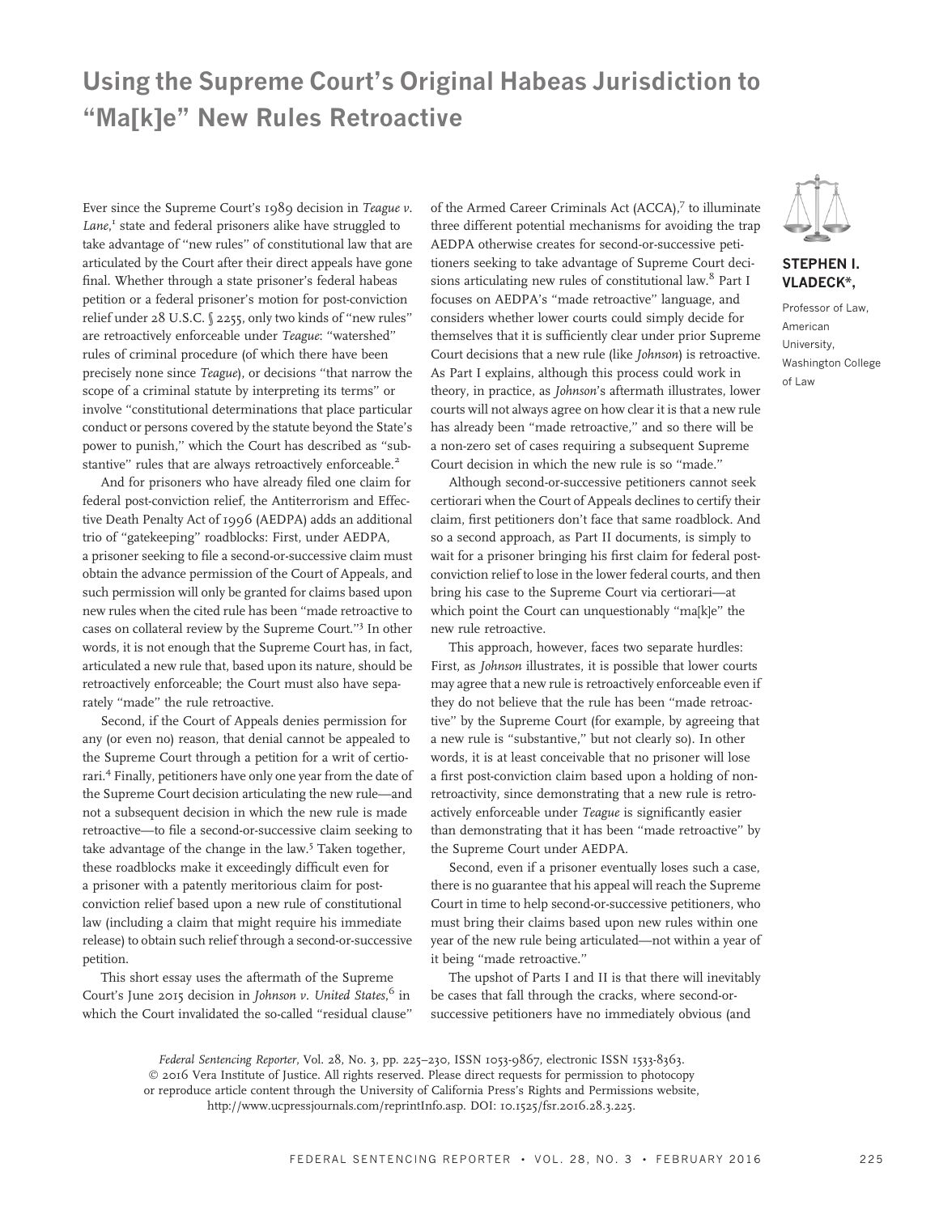# Using the Supreme Court's Original Habeas Jurisdiction to "Ma[k]e" New Rules Retroactive

**STEPHEN I. VLADECK\*,**

Professor of Law, American University, Washington College of Law

Ever since the Supreme Court's 1989 decision in *Teague v. Lane*,[1] state and federal prisoners alike have struggled to take advantage of "new rules" of constitutional law that are articulated by the Court after their direct appeals have gone final. Whether through a state prisoner's federal habeas petition or a federal prisoner's motion for post-conviction relief under 28 U.S.C. § 2255, only two kinds of "new rules" are retroactively enforceable under *Teague*: "watershed" rules of criminal procedure (of which there have been precisely none since *Teague*), or decisions "that narrow the scope of a criminal statute by interpreting its terms" or involve "constitutional determinations that place particular conduct or persons covered by the statute beyond the State's power to punish," which the Court has described as "substantive" rules that are always retroactively enforceable.[2]

And for prisoners who have already filed one claim for federal post-conviction relief, the Antiterrorism and Effective Death Penalty Act of 1996 (AEDPA) adds an additional trio of "gatekeeping" roadblocks: First, under AEDPA, a prisoner seeking to file a second-or-successive claim must obtain the advance permission of the Court of Appeals, and such permission will only be granted for claims based upon new rules when the cited rule has been "made retroactive to cases on collateral review by the Supreme Court."[3] In other words, it is not enough that the Supreme Court has, in fact, articulated a new rule that, based upon its nature, should be retroactively enforceable; the Court must also have separately "made" the rule retroactive.

Second, if the Court of Appeals denies permission for any (or even no) reason, that denial cannot be appealed to the Supreme Court through a petition for a writ of certiorari.[4] Finally, petitioners have only one year from the date of the Supreme Court decision articulating the new rule—and not a subsequent decision in which the new rule is made retroactive—to file a second-or-successive claim seeking to take advantage of the change in the law.[5] Taken together, these roadblocks make it exceedingly difficult even for a prisoner with a patently meritorious claim for post-conviction relief based upon a new rule of constitutional law (including a claim that might require his immediate release) to obtain such relief through a second-or-successive petition.

This short essay uses the aftermath of the Supreme Court's June 2015 decision in *Johnson v. United States*,[6] in which the Court invalidated the so-called "residual clause" of the Armed Career Criminals Act (ACCA),[7] to illuminate three different potential mechanisms for avoiding the trap AEDPA otherwise creates for second-or-successive petitioners seeking to take advantage of Supreme Court decisions articulating new rules of constitutional law.[8] Part I focuses on AEDPA's "made retroactive" language, and considers whether lower courts could simply decide for themselves that it is sufficiently clear under prior Supreme Court decisions that a new rule (like *Johnson*) is retroactive. As Part I explains, although this process could work in theory, in practice, as *Johnson*'s aftermath illustrates, lower courts will not always agree on how clear it is that a new rule has already been "made retroactive," and so there will be a non-zero set of cases requiring a subsequent Supreme Court decision in which the new rule is so "made."

Although second-or-successive petitioners cannot seek certiorari when the Court of Appeals declines to certify their claim, first petitioners don't face that same roadblock. And so a second approach, as Part II documents, is simply to wait for a prisoner bringing his first claim for federal post-conviction relief to lose in the lower federal courts, and then bring his case to the Supreme Court via certiorari—at which point the Court can unquestionably "ma[k]e" the new rule retroactive.

This approach, however, faces two separate hurdles: First, as *Johnson* illustrates, it is possible that lower courts may agree that a new rule is retroactively enforceable even if they do not believe that the rule has been "made retroactive" by the Supreme Court (for example, by agreeing that a new rule is "substantive," but not clearly so). In other words, it is at least conceivable that no prisoner will lose a first post-conviction claim based upon a holding of non-retroactivity, since demonstrating that a new rule is retroactively enforceable under *Teague* is significantly easier than demonstrating that it has been "made retroactive" by the Supreme Court under AEDPA.

Second, even if a prisoner eventually loses such a case, there is no guarantee that his appeal will reach the Supreme Court in time to help second-or-successive petitioners, who must bring their claims based upon new rules within one year of the new rule being articulated—not within a year of it being "made retroactive."

The upshot of Parts I and II is that there will inevitably be cases that fall through the cracks, where second-or-successive petitioners have no immediately obvious (and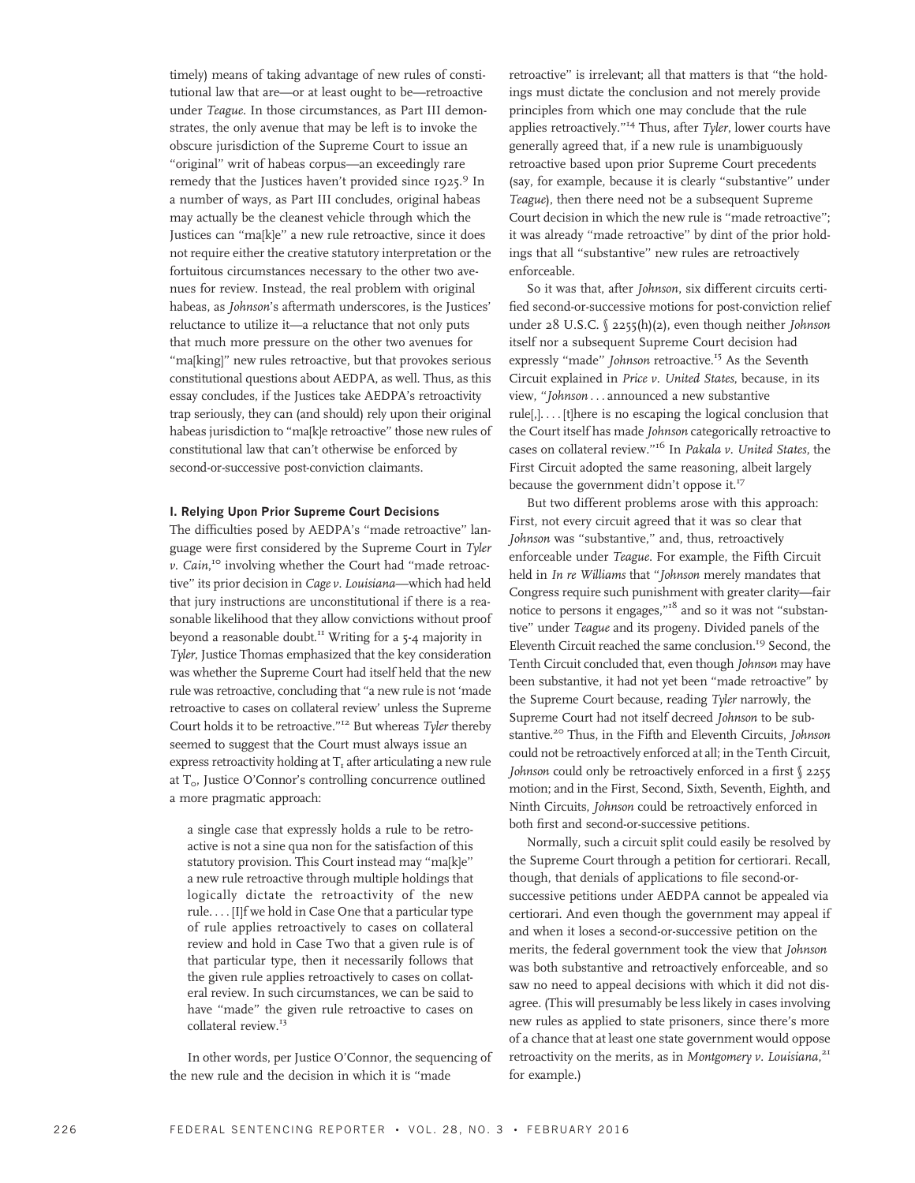timely) means of taking advantage of new rules of constitutional law that are—or at least ought to be—retroactive under *Teague*. In those circumstances, as Part III demonstrates, the only avenue that may be left is to invoke the obscure jurisdiction of the Supreme Court to issue an "original" writ of habeas corpus—an exceedingly rare remedy that the Justices haven't provided since 1925.[9] In a number of ways, as Part III concludes, original habeas may actually be the cleanest vehicle through which the Justices can "ma[k]e" a new rule retroactive, since it does not require either the creative statutory interpretation or the fortuitous circumstances necessary to the other two avenues for review. Instead, the real problem with original habeas, as *Johnson*'s aftermath underscores, is the Justices' reluctance to utilize it—a reluctance that not only puts that much more pressure on the other two avenues for "ma[king]" new rules retroactive, but that provokes serious constitutional questions about AEDPA, as well. Thus, as this essay concludes, if the Justices take AEDPA's retroactivity trap seriously, they can (and should) rely upon their original habeas jurisdiction to "ma[k]e retroactive" those new rules of constitutional law that can't otherwise be enforced by second-or-successive post-conviction claimants.

### I. Relying Upon Prior Supreme Court Decisions

The difficulties posed by AEDPA's "made retroactive" language were first considered by the Supreme Court in *Tyler v. Cain*,[10] involving whether the Court had "made retroactive" its prior decision in *Cage v. Louisiana*—which had held that jury instructions are unconstitutional if there is a reasonable likelihood that they allow convictions without proof beyond a reasonable doubt.[11] Writing for a 5-4 majority in *Tyler*, Justice Thomas emphasized that the key consideration was whether the Supreme Court had itself held that the new rule was retroactive, concluding that "a new rule is not 'made retroactive to cases on collateral review' unless the Supreme Court holds it to be retroactive."[12] But whereas *Tyler* thereby seemed to suggest that the Court must always issue an express retroactivity holding at $T_1$ after articulating a new rule at $T_0$, Justice O'Connor's controlling concurrence outlined a more pragmatic approach:

> a single case that expressly holds a rule to be retroactive is not a sine qua non for the satisfaction of this statutory provision. This Court instead may "ma[k]e" a new rule retroactive through multiple holdings that logically dictate the retroactivity of the new rule. . . . [I]f we hold in Case One that a particular type of rule applies retroactively to cases on collateral review and hold in Case Two that a given rule is of that particular type, then it necessarily follows that the given rule applies retroactively to cases on collateral review. In such circumstances, we can be said to have "made" the given rule retroactive to cases on collateral review.[13]

In other words, per Justice O'Connor, the sequencing of the new rule and the decision in which it is "made retroactive" is irrelevant; all that matters is that "the holdings must dictate the conclusion and not merely provide principles from which one may conclude that the rule applies retroactively."[14] Thus, after *Tyler*, lower courts have generally agreed that, if a new rule is unambiguously retroactive based upon prior Supreme Court precedents (say, for example, because it is clearly "substantive" under *Teague*), then there need not be a subsequent Supreme Court decision in which the new rule is "made retroactive"; it was already "made retroactive" by dint of the prior holdings that all "substantive" new rules are retroactively enforceable.

So it was that, after *Johnson*, six different circuits certified second-or-successive motions for post-conviction relief under 28 U.S.C. § 2255(h)(2), even though neither *Johnson* itself nor a subsequent Supreme Court decision had expressly "made" *Johnson* retroactive.[15] As the Seventh Circuit explained in *Price v. United States*, because, in its view, "*Johnson* . . . announced a new substantive rule[,]. . . . [t]here is no escaping the logical conclusion that the Court itself has made *Johnson* categorically retroactive to cases on collateral review."[16] In *Pakala v. United States*, the First Circuit adopted the same reasoning, albeit largely because the government didn't oppose it.[17]

But two different problems arose with this approach: First, not every circuit agreed that it was so clear that *Johnson* was "substantive," and, thus, retroactively enforceable under *Teague*. For example, the Fifth Circuit held in *In re Williams* that "*Johnson* merely mandates that Congress require such punishment with greater clarity—fair notice to persons it engages,"[18] and so it was not "substantive" under *Teague* and its progeny. Divided panels of the Eleventh Circuit reached the same conclusion.[19] Second, the Tenth Circuit concluded that, even though *Johnson* may have been substantive, it had not yet been "made retroactive" by the Supreme Court because, reading *Tyler* narrowly, the Supreme Court had not itself decreed *Johnson* to be substantive.[20] Thus, in the Fifth and Eleventh Circuits, *Johnson* could not be retroactively enforced at all; in the Tenth Circuit, *Johnson* could only be retroactively enforced in a first § 2255 motion; and in the First, Second, Sixth, Seventh, Eighth, and Ninth Circuits, *Johnson* could be retroactively enforced in both first and second-or-successive petitions.

Normally, such a circuit split could easily be resolved by the Supreme Court through a petition for certiorari. Recall, though, that denials of applications to file second-or-successive petitions under AEDPA cannot be appealed via certiorari. And even though the government may appeal if and when it loses a second-or-successive petition on the merits, the federal government took the view that *Johnson* was both substantive and retroactively enforceable, and so saw no need to appeal decisions with which it did not disagree. (This will presumably be less likely in cases involving new rules as applied to state prisoners, since there's more of a chance that at least one state government would oppose retroactivity on the merits, as in *Montgomery v. Louisiana*,[21] for example.)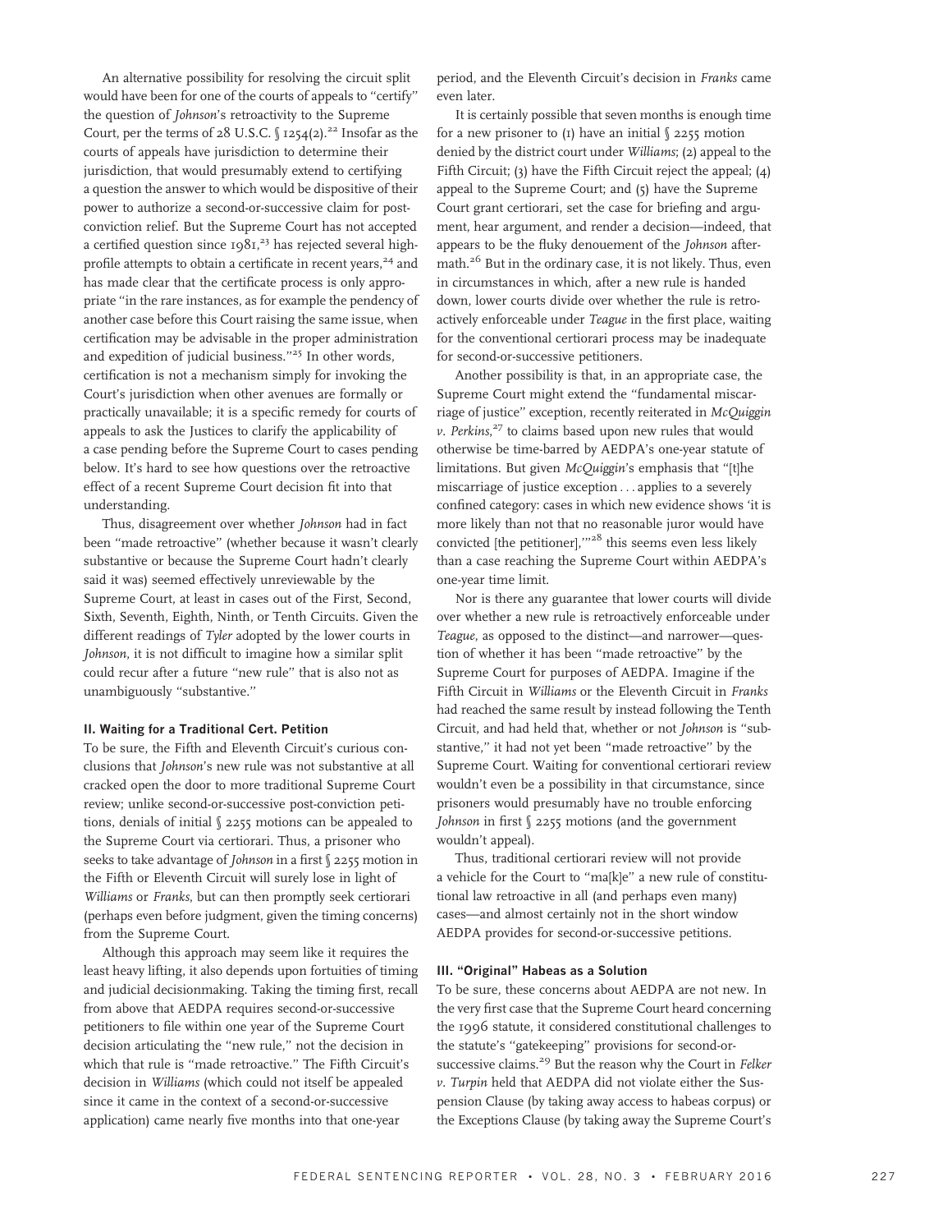An alternative possibility for resolving the circuit split would have been for one of the courts of appeals to "certify" the question of *Johnson*'s retroactivity to the Supreme Court, per the terms of 28 U.S.C. § 1254(2).[22] Insofar as the courts of appeals have jurisdiction to determine their jurisdiction, that would presumably extend to certifying a question the answer to which would be dispositive of their power to authorize a second-or-successive claim for post-conviction relief. But the Supreme Court has not accepted a certified question since 1981,[23] has rejected several high-profile attempts to obtain a certificate in recent years,[24] and has made clear that the certificate process is only appropriate "in the rare instances, as for example the pendency of another case before this Court raising the same issue, when certification may be advisable in the proper administration and expedition of judicial business."[25] In other words, certification is not a mechanism simply for invoking the Court's jurisdiction when other avenues are formally or practically unavailable; it is a specific remedy for courts of appeals to ask the Justices to clarify the applicability of a case pending before the Supreme Court to cases pending below. It's hard to see how questions over the retroactive effect of a recent Supreme Court decision fit into that understanding.

Thus, disagreement over whether *Johnson* had in fact been "made retroactive" (whether because it wasn't clearly substantive or because the Supreme Court hadn't clearly said it was) seemed effectively unreviewable by the Supreme Court, at least in cases out of the First, Second, Sixth, Seventh, Eighth, Ninth, or Tenth Circuits. Given the different readings of *Tyler* adopted by the lower courts in *Johnson*, it is not difficult to imagine how a similar split could recur after a future "new rule" that is also not as unambiguously "substantive."

### II. Waiting for a Traditional Cert. Petition

To be sure, the Fifth and Eleventh Circuit's curious conclusions that *Johnson*'s new rule was not substantive at all cracked open the door to more traditional Supreme Court review; unlike second-or-successive post-conviction petitions, denials of initial § 2255 motions can be appealed to the Supreme Court via certiorari. Thus, a prisoner who seeks to take advantage of *Johnson* in a first § 2255 motion in the Fifth or Eleventh Circuit will surely lose in light of *Williams* or *Franks*, but can then promptly seek certiorari (perhaps even before judgment, given the timing concerns) from the Supreme Court.

Although this approach may seem like it requires the least heavy lifting, it also depends upon fortuities of timing and judicial decisionmaking. Taking the timing first, recall from above that AEDPA requires second-or-successive petitioners to file within one year of the Supreme Court decision articulating the "new rule," not the decision in which that rule is "made retroactive." The Fifth Circuit's decision in *Williams* (which could not itself be appealed since it came in the context of a second-or-successive application) came nearly five months into that one-year period, and the Eleventh Circuit's decision in *Franks* came even later.

It is certainly possible that seven months is enough time for a new prisoner to (1) have an initial § 2255 motion denied by the district court under *Williams*; (2) appeal to the Fifth Circuit; (3) have the Fifth Circuit reject the appeal; (4) appeal to the Supreme Court; and (5) have the Supreme Court grant certiorari, set the case for briefing and argument, hear argument, and render a decision—indeed, that appears to be the fluky denouement of the *Johnson* aftermath.[26] But in the ordinary case, it is not likely. Thus, even in circumstances in which, after a new rule is handed down, lower courts divide over whether the rule is retroactively enforceable under *Teague* in the first place, waiting for the conventional certiorari process may be inadequate for second-or-successive petitioners.

Another possibility is that, in an appropriate case, the Supreme Court might extend the "fundamental miscarriage of justice" exception, recently reiterated in *McQuiggin v. Perkins*,[27] to claims based upon new rules that would otherwise be time-barred by AEDPA's one-year statute of limitations. But given *McQuiggin*'s emphasis that "[t]he miscarriage of justice exception . . . applies to a severely confined category: cases in which new evidence shows 'it is more likely than not that no reasonable juror would have convicted [the petitioner],'"[28] this seems even less likely than a case reaching the Supreme Court within AEDPA's one-year time limit.

Nor is there any guarantee that lower courts will divide over whether a new rule is retroactively enforceable under *Teague*, as opposed to the distinct—and narrower—question of whether it has been "made retroactive" by the Supreme Court for purposes of AEDPA. Imagine if the Fifth Circuit in *Williams* or the Eleventh Circuit in *Franks* had reached the same result by instead following the Tenth Circuit, and had held that, whether or not *Johnson* is "substantive," it had not yet been "made retroactive" by the Supreme Court. Waiting for conventional certiorari review wouldn't even be a possibility in that circumstance, since prisoners would presumably have no trouble enforcing *Johnson* in first § 2255 motions (and the government wouldn't appeal).

Thus, traditional certiorari review will not provide a vehicle for the Court to "ma[k]e" a new rule of constitutional law retroactive in all (and perhaps even many) cases—and almost certainly not in the short window AEDPA provides for second-or-successive petitions.

### III. "Original" Habeas as a Solution

To be sure, these concerns about AEDPA are not new. In the very first case that the Supreme Court heard concerning the 1996 statute, it considered constitutional challenges to the statute's "gatekeeping" provisions for second-or-successive claims.[29] But the reason why the Court in *Felker v. Turpin* held that AEDPA did not violate either the Suspension Clause (by taking away access to habeas corpus) or the Exceptions Clause (by taking away the Supreme Court's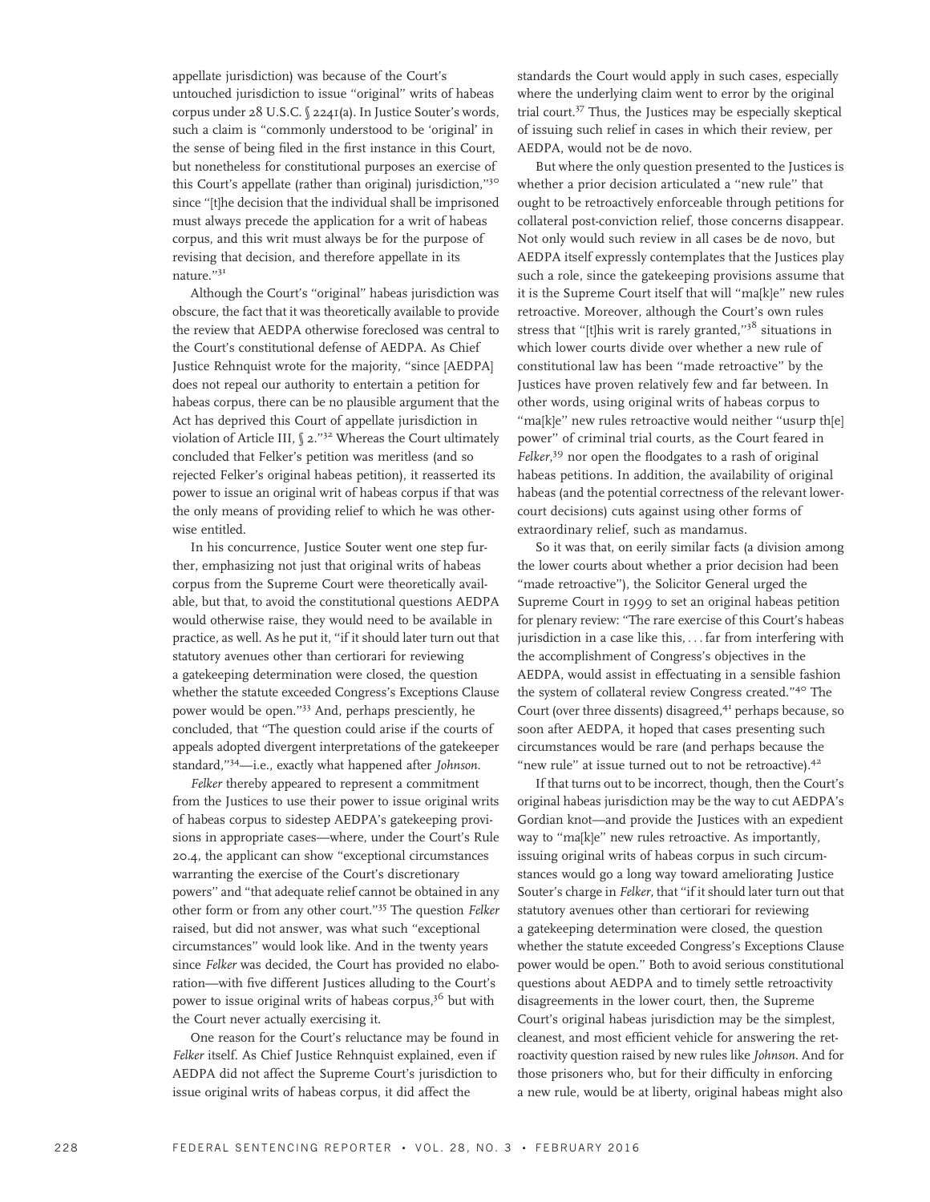appellate jurisdiction) was because of the Court's untouched jurisdiction to issue "original" writs of habeas corpus under 28 U.S.C. § 2241(a). In Justice Souter's words, such a claim is "commonly understood to be 'original' in the sense of being filed in the first instance in this Court, but nonetheless for constitutional purposes an exercise of this Court's appellate (rather than original) jurisdiction,"[30] since "[t]he decision that the individual shall be imprisoned must always precede the application for a writ of habeas corpus, and this writ must always be for the purpose of revising that decision, and therefore appellate in its nature."[31]

Although the Court's "original" habeas jurisdiction was obscure, the fact that it was theoretically available to provide the review that AEDPA otherwise foreclosed was central to the Court's constitutional defense of AEDPA. As Chief Justice Rehnquist wrote for the majority, "since [AEDPA] does not repeal our authority to entertain a petition for habeas corpus, there can be no plausible argument that the Act has deprived this Court of appellate jurisdiction in violation of Article III, § 2."[32] Whereas the Court ultimately concluded that Felker's petition was meritless (and so rejected Felker's original habeas petition), it reasserted its power to issue an original writ of habeas corpus if that was the only means of providing relief to which he was otherwise entitled.

In his concurrence, Justice Souter went one step further, emphasizing not just that original writs of habeas corpus from the Supreme Court were theoretically available, but that, to avoid the constitutional questions AEDPA would otherwise raise, they would need to be available in practice, as well. As he put it, "if it should later turn out that statutory avenues other than certiorari for reviewing a gatekeeping determination were closed, the question whether the statute exceeded Congress's Exceptions Clause power would be open."[33] And, perhaps presciently, he concluded, that "The question could arise if the courts of appeals adopted divergent interpretations of the gatekeeper standard,"[34]—i.e., exactly what happened after *Johnson*.

*Felker* thereby appeared to represent a commitment from the Justices to use their power to issue original writs of habeas corpus to sidestep AEDPA's gatekeeping provisions in appropriate cases—where, under the Court's Rule 20.4, the applicant can show "exceptional circumstances warranting the exercise of the Court's discretionary powers" and "that adequate relief cannot be obtained in any other form or from any other court."[35] The question *Felker* raised, but did not answer, was what such "exceptional circumstances" would look like. And in the twenty years since *Felker* was decided, the Court has provided no elaboration—with five different Justices alluding to the Court's power to issue original writs of habeas corpus,[36] but with the Court never actually exercising it.

One reason for the Court's reluctance may be found in *Felker* itself. As Chief Justice Rehnquist explained, even if AEDPA did not affect the Supreme Court's jurisdiction to issue original writs of habeas corpus, it did affect the standards the Court would apply in such cases, especially where the underlying claim went to error by the original trial court.[37] Thus, the Justices may be especially skeptical of issuing such relief in cases in which their review, per AEDPA, would not be de novo.

But where the only question presented to the Justices is whether a prior decision articulated a "new rule" that ought to be retroactively enforceable through petitions for collateral post-conviction relief, those concerns disappear. Not only would such review in all cases be de novo, but AEDPA itself expressly contemplates that the Justices play such a role, since the gatekeeping provisions assume that it is the Supreme Court itself that will "ma[k]e" new rules retroactive. Moreover, although the Court's own rules stress that "[t]his writ is rarely granted,"[38] situations in which lower courts divide over whether a new rule of constitutional law has been "made retroactive" by the Justices have proven relatively few and far between. In other words, using original writs of habeas corpus to "ma[k]e" new rules retroactive would neither "usurp th[e] power" of criminal trial courts, as the Court feared in *Felker*,[39] nor open the floodgates to a rash of original habeas petitions. In addition, the availability of original habeas (and the potential correctness of the relevant lower-court decisions) cuts against using other forms of extraordinary relief, such as mandamus.

So it was that, on eerily similar facts (a division among the lower courts about whether a prior decision had been "made retroactive"), the Solicitor General urged the Supreme Court in 1999 to set an original habeas petition for plenary review: "The rare exercise of this Court's habeas jurisdiction in a case like this, . . . far from interfering with the accomplishment of Congress's objectives in the AEDPA, would assist in effectuating in a sensible fashion the system of collateral review Congress created."[40] The Court (over three dissents) disagreed,[41] perhaps because, so soon after AEDPA, it hoped that cases presenting such circumstances would be rare (and perhaps because the "new rule" at issue turned out to not be retroactive).[42]

If that turns out to be incorrect, though, then the Court's original habeas jurisdiction may be the way to cut AEDPA's Gordian knot—and provide the Justices with an expedient way to "ma[k]e" new rules retroactive. As importantly, issuing original writs of habeas corpus in such circumstances would go a long way toward ameliorating Justice Souter's charge in *Felker*, that "if it should later turn out that statutory avenues other than certiorari for reviewing a gatekeeping determination were closed, the question whether the statute exceeded Congress's Exceptions Clause power would be open." Both to avoid serious constitutional questions about AEDPA and to timely settle retroactivity disagreements in the lower court, then, the Supreme Court's original habeas jurisdiction may be the simplest, cleanest, and most efficient vehicle for answering the retroactivity question raised by new rules like *Johnson*. And for those prisoners who, but for their difficulty in enforcing a new rule, would be at liberty, original habeas might also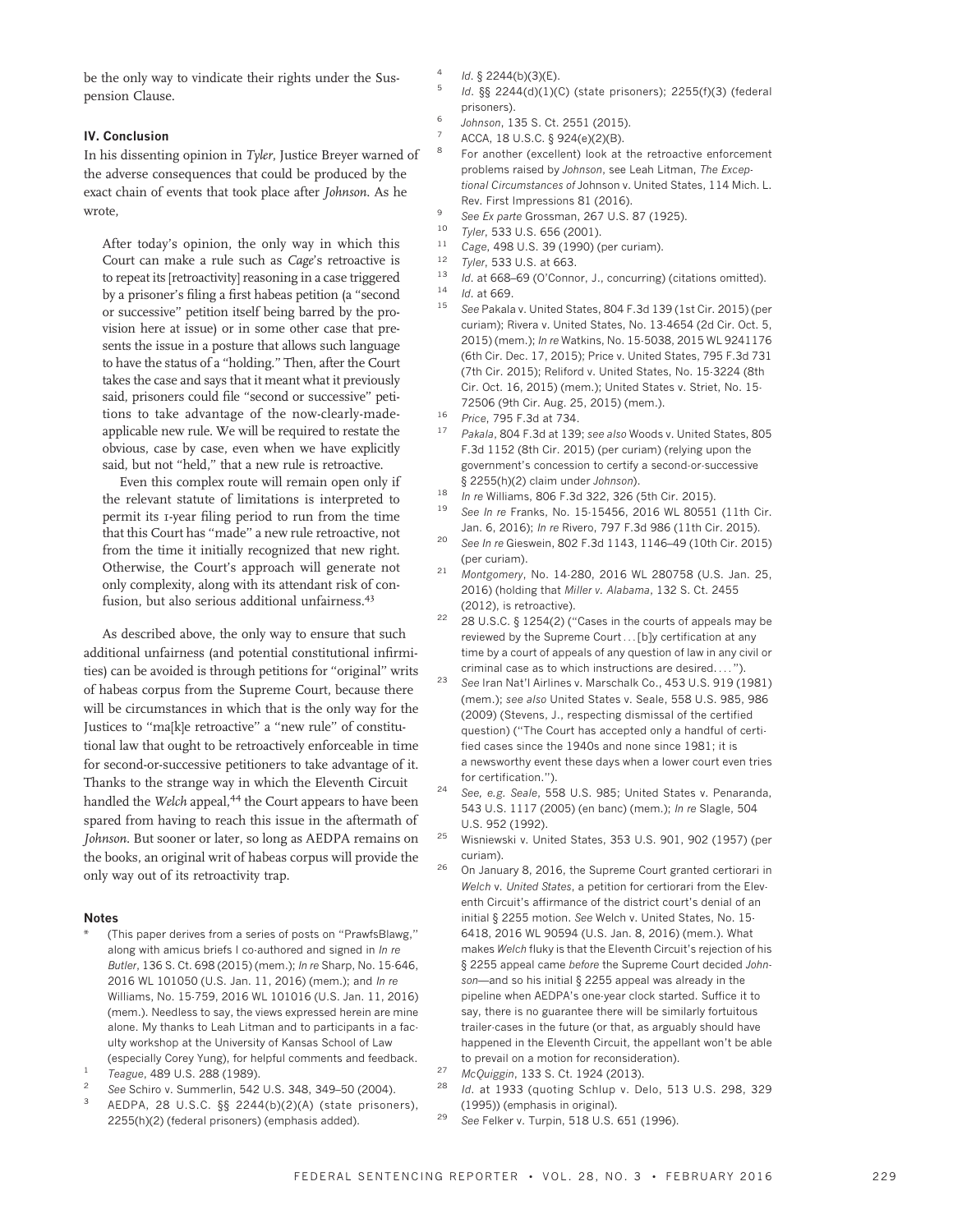be the only way to vindicate their rights under the Suspension Clause.

### IV. Conclusion

In his dissenting opinion in *Tyler*, Justice Breyer warned of the adverse consequences that could be produced by the exact chain of events that took place after *Johnson*. As he wrote,

> After today's opinion, the only way in which this Court can make a rule such as *Cage*'s retroactive is to repeat its [retroactivity] reasoning in a case triggered by a prisoner's filing a first habeas petition (a "second or successive" petition itself being barred by the provision here at issue) or in some other case that presents the issue in a posture that allows such language to have the status of a "holding." Then, after the Court takes the case and says that it meant what it previously said, prisoners could file "second or successive" petitions to take advantage of the now-clearly-made-applicable new rule. We will be required to restate the obvious, case by case, even when we have explicitly said, but not "held," that a new rule is retroactive.
>
> Even this complex route will remain open only if the relevant statute of limitations is interpreted to permit its 1-year filing period to run from the time that this Court has "made" a new rule retroactive, not from the time it initially recognized that new right. Otherwise, the Court's approach will generate not only complexity, along with its attendant risk of confusion, but also serious additional unfairness.[43]

As described above, the only way to ensure that such additional unfairness (and potential constitutional infirmities) can be avoided is through petitions for "original" writs of habeas corpus from the Supreme Court, because there will be circumstances in which that is the only way for the Justices to "ma[k]e retroactive" a "new rule" of constitutional law that ought to be retroactively enforceable in time for second-or-successive petitioners to take advantage of it. Thanks to the strange way in which the Eleventh Circuit handled the *Welch* appeal,[44] the Court appears to have been spared from having to reach this issue in the aftermath of *Johnson*. But sooner or later, so long as AEDPA remains on the books, an original writ of habeas corpus will provide the only way out of its retroactivity trap.

### Notes

\* (This paper derives from a series of posts on "PrawfsBlawg," along with amicus briefs I co-authored and signed in *In re Butler*, 136 S. Ct. 698 (2015) (mem.); *In re* Sharp, No. 15-646, 2016 WL 101050 (U.S. Jan. 11, 2016) (mem.); and *In re* Williams, No. 15-759, 2016 WL 101016 (U.S. Jan. 11, 2016) (mem.). Needless to say, the views expressed herein are mine alone. My thanks to Leah Litman and to participants in a faculty workshop at the University of Kansas School of Law (especially Corey Yung), for helpful comments and feedback.

1. *Teague*, 489 U.S. 288 (1989).
2. *See* Schiro v. Summerlin, 542 U.S. 348, 349–50 (2004).
3. AEDPA, 28 U.S.C. §§ 2244(b)(2)(A) (state prisoners), 2255(h)(2) (federal prisoners) (emphasis added).
4. *Id.* § 2244(b)(3)(E).
5. *Id.* §§ 2244(d)(1)(C) (state prisoners); 2255(f)(3) (federal prisoners).
6. *Johnson*, 135 S. Ct. 2551 (2015).
7. ACCA, 18 U.S.C. § 924(e)(2)(B).
8. For another (excellent) look at the retroactive enforcement problems raised by *Johnson*, see Leah Litman, *The Exceptional Circumstances of* Johnson v. United States, 114 Mich. L. Rev. First Impressions 81 (2016).
9. *See Ex parte* Grossman, 267 U.S. 87 (1925).
10. *Tyler*, 533 U.S. 656 (2001).
11. *Cage*, 498 U.S. 39 (1990) (per curiam).
12. *Tyler*, 533 U.S. at 663.
13. *Id.* at 668–69 (O'Connor, J., concurring) (citations omitted).
14. *Id.* at 669.
15. *See* Pakala v. United States, 804 F.3d 139 (1st Cir. 2015) (per curiam); Rivera v. United States, No. 13-4654 (2d Cir. Oct. 5, 2015) (mem.); *In re* Watkins, No. 15-5038, 2015 WL 9241176 (6th Cir. Dec. 17, 2015); Price v. United States, 795 F.3d 731 (7th Cir. 2015); Reliford v. United States, No. 15-3224 (8th Cir. Oct. 16, 2015) (mem.); United States v. Striet, No. 15-72506 (9th Cir. Aug. 25, 2015) (mem.).
16. *Price*, 795 F.3d at 734.
17. *Pakala*, 804 F.3d at 139; *see also* Woods v. United States, 805 F.3d 1152 (8th Cir. 2015) (per curiam) (relying upon the government's concession to certify a second-or-successive § 2255(h)(2) claim under *Johnson*).
18. *In re* Williams, 806 F.3d 322, 326 (5th Cir. 2015).
19. *See In re* Franks, No. 15-15456, 2016 WL 80551 (11th Cir. Jan. 6, 2016); *In re* Rivero, 797 F.3d 986 (11th Cir. 2015).
20. *See In re* Gieswein, 802 F.3d 1143, 1146–49 (10th Cir. 2015) (per curiam).
21. *Montgomery*, No. 14-280, 2016 WL 280758 (U.S. Jan. 25, 2016) (holding that *Miller v. Alabama*, 132 S. Ct. 2455 (2012), is retroactive).
22. 28 U.S.C. § 1254(2) ("Cases in the courts of appeals may be reviewed by the Supreme Court . . . [b]y certification at any time by a court of appeals of any question of law in any civil or criminal case as to which instructions are desired. . . .").
23. *See* Iran Nat'l Airlines v. Marschalk Co., 453 U.S. 919 (1981) (mem.); *see also* United States v. Seale, 558 U.S. 985, 986 (2009) (Stevens, J., respecting dismissal of the certified question) ("The Court has accepted only a handful of certified cases since the 1940s and none since 1981; it is a newsworthy event these days when a lower court even tries for certification.").
24. *See, e.g. Seale*, 558 U.S. 985; United States v. Penaranda, 543 U.S. 1117 (2005) (en banc) (mem.); *In re* Slagle, 504 U.S. 952 (1992).
25. Wisniewski v. United States, 353 U.S. 901, 902 (1957) (per curiam).
26. On January 8, 2016, the Supreme Court granted certiorari in *Welch* v. *United States*, a petition for certiorari from the Eleventh Circuit's affirmance of the district court's denial of an initial § 2255 motion. *See* Welch v. United States, No. 15-6418, 2016 WL 90594 (U.S. Jan. 8, 2016) (mem.). What makes *Welch* fluky is that the Eleventh Circuit's rejection of his § 2255 appeal came *before* the Supreme Court decided *Johnson*—and so his initial § 2255 appeal was already in the pipeline when AEDPA's one-year clock started. Suffice it to say, there is no guarantee there will be similarly fortuitous trailer-cases in the future (or that, as arguably should have happened in the Eleventh Circuit, the appellant won't be able to prevail on a motion for reconsideration).
27. *McQuiggin*, 133 S. Ct. 1924 (2013).
28. *Id.* at 1933 (quoting Schlup v. Delo, 513 U.S. 298, 329 (1995)) (emphasis in original).
29. *See* Felker v. Turpin, 518 U.S. 651 (1996).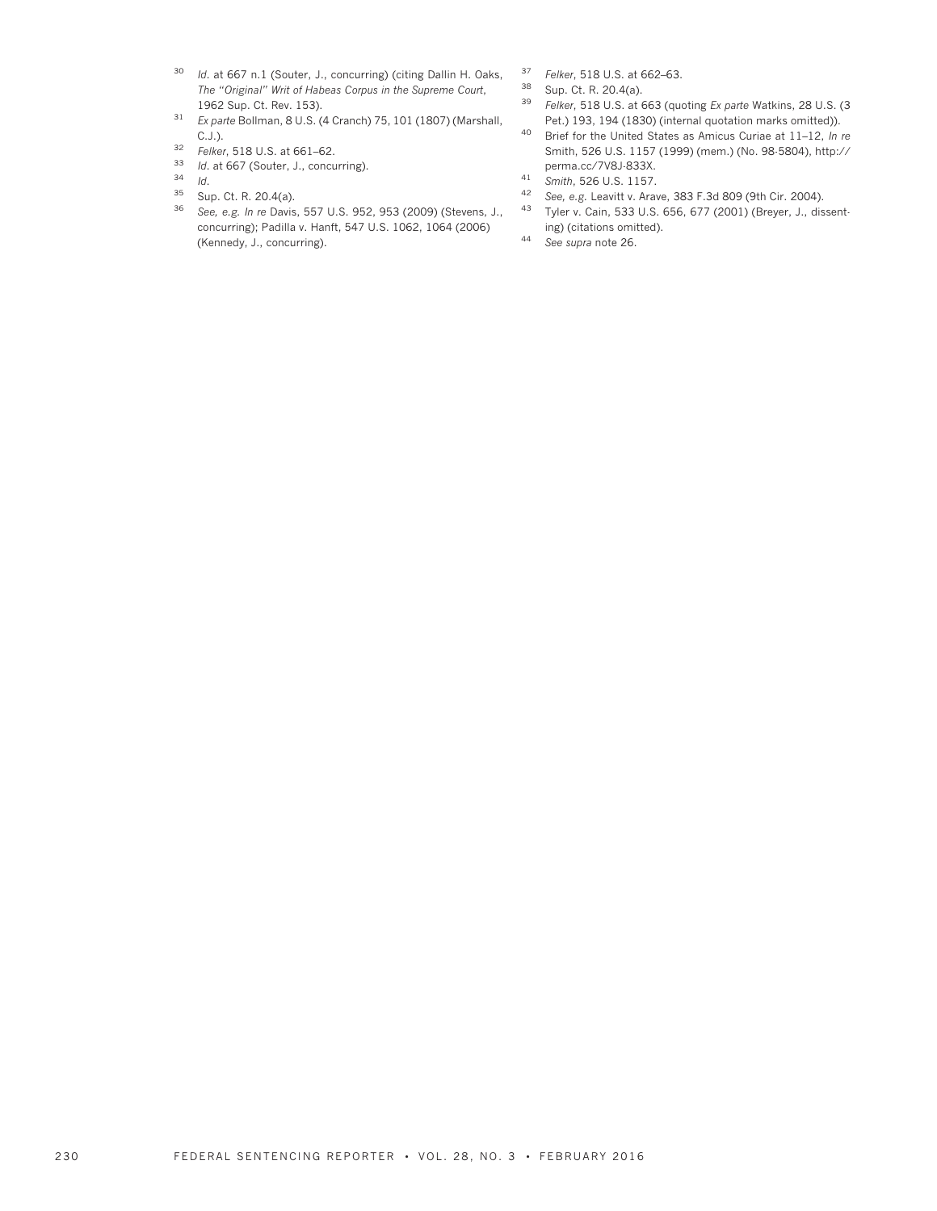[30] *Id.* at 667 n.1 (Souter, J., concurring) (citing Dallin H. Oaks, *The "Original" Writ of Habeas Corpus in the Supreme Court*, 1962 Sup. Ct. Rev. 153).

[31] *Ex parte* Bollman, 8 U.S. (4 Cranch) 75, 101 (1807) (Marshall, C.J.).

[32] *Felker*, 518 U.S. at 661–62.

[33] *Id.* at 667 (Souter, J., concurring).

[34] *Id.*

[35] Sup. Ct. R. 20.4(a).

[36] *See, e.g. In re* Davis, 557 U.S. 952, 953 (2009) (Stevens, J., concurring); Padilla v. Hanft, 547 U.S. 1062, 1064 (2006) (Kennedy, J., concurring).

[37] *Felker*, 518 U.S. at 662–63.

[38] Sup. Ct. R. 20.4(a).

[39] *Felker*, 518 U.S. at 663 (quoting *Ex parte* Watkins, 28 U.S. (3 Pet.) 193, 194 (1830) (internal quotation marks omitted)).

[40] Brief for the United States as Amicus Curiae at 11–12, *In re* Smith, 526 U.S. 1157 (1999) (mem.) (No. 98-5804), http://perma.cc/7V8J-833X.

[41] *Smith*, 526 U.S. 1157.

[42] *See, e.g.* Leavitt v. Arave, 383 F.3d 809 (9th Cir. 2004).

[43] Tyler v. Cain, 533 U.S. 656, 677 (2001) (Breyer, J., dissenting) (citations omitted).

[44] *See supra* note 26.